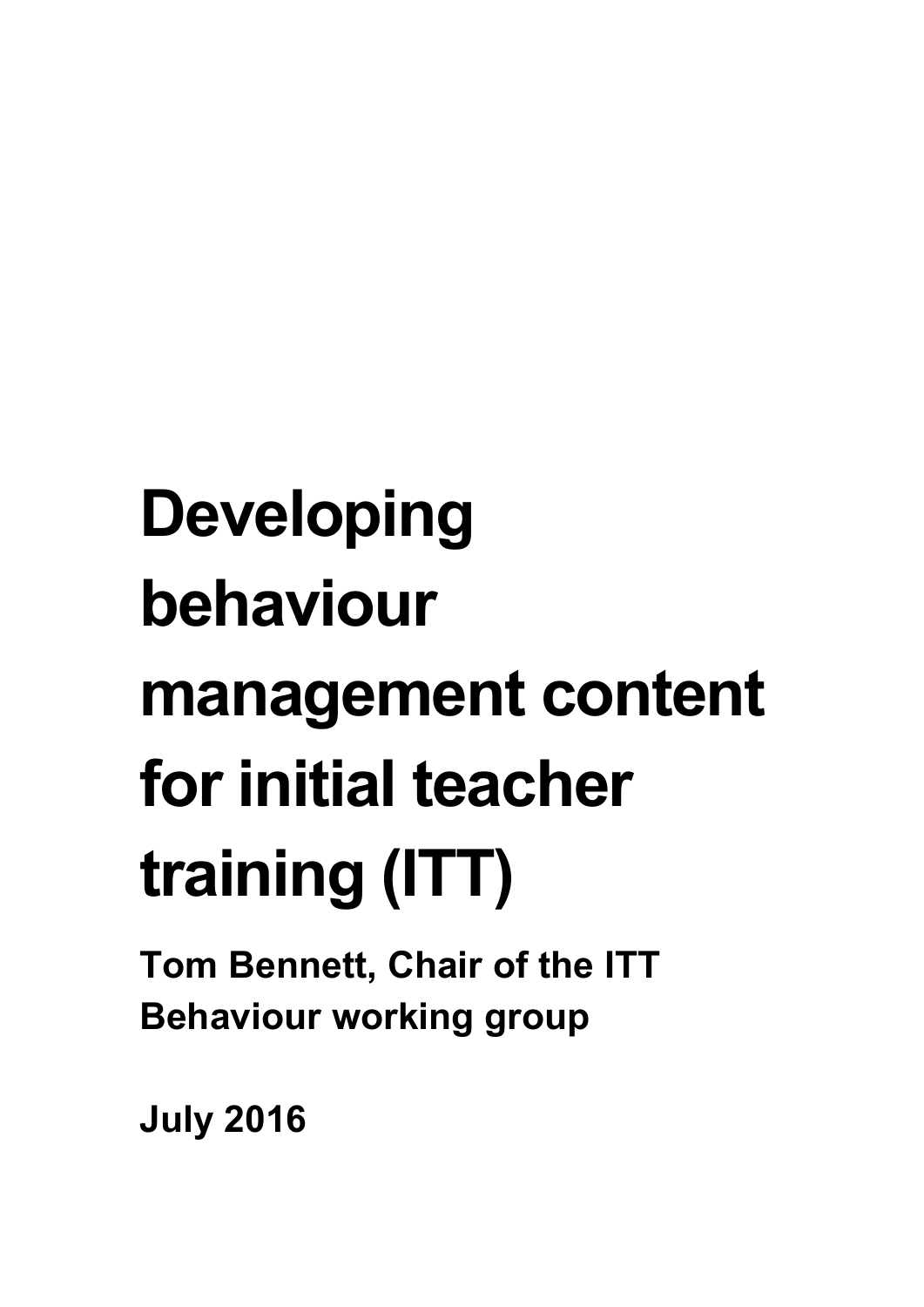# Developing behaviour management content for initial teacher training (ITT)

**Tom Bennett, Chair of the ITT Behaviour working group**

**July 2016**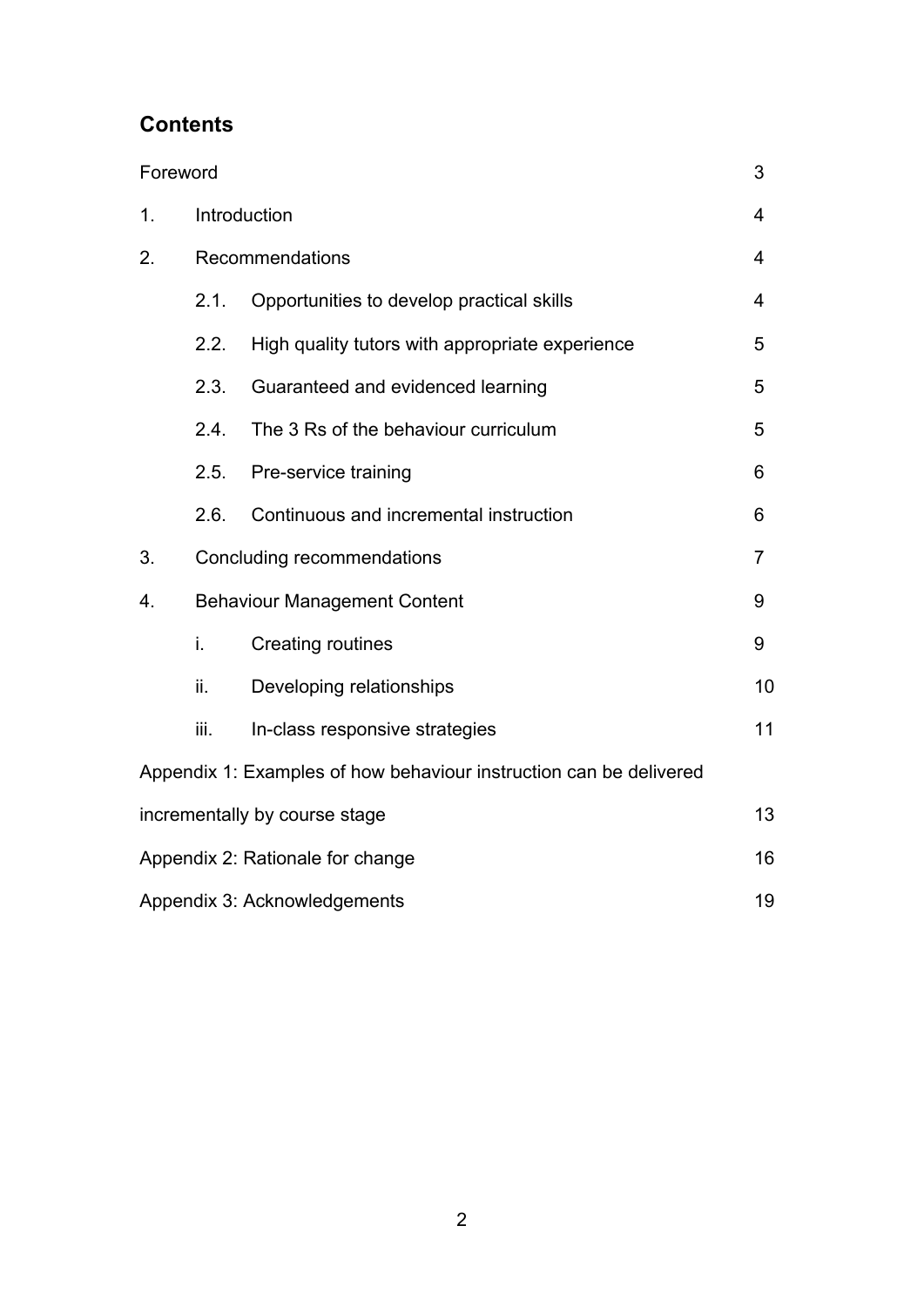## Contents

| | | |
|---|---|---|
| Foreword | | 3 |
| 1. | Introduction | 4 |
| 2. | Recommendations | 4 |
| | 2.1. Opportunities to develop practical skills | 4 |
| | 2.2. High quality tutors with appropriate experience | 5 |
| | 2.3. Guaranteed and evidenced learning | 5 |
| | 2.4. The 3 Rs of the behaviour curriculum | 5 |
| | 2.5. Pre-service training | 6 |
| | 2.6. Continuous and incremental instruction | 6 |
| 3. | Concluding recommendations | 7 |
| 4. | Behaviour Management Content | 9 |
| | i. Creating routines | 9 |
| | ii. Developing relationships | 10 |
| | iii. In-class responsive strategies | 11 |
| Appendix 1: Examples of how behaviour instruction can be delivered incrementally by course stage | | 13 |
| Appendix 2: Rationale for change | | 16 |
| Appendix 3: Acknowledgements | | 19 |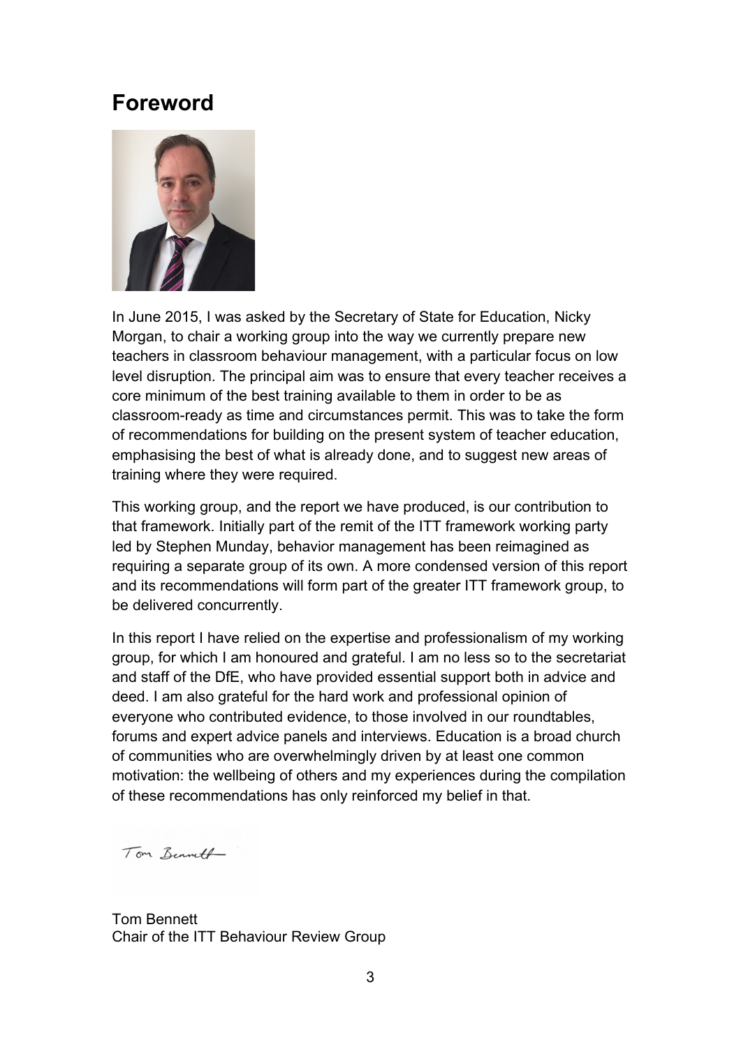# Foreword

In June 2015, I was asked by the Secretary of State for Education, Nicky Morgan, to chair a working group into the way we currently prepare new teachers in classroom behaviour management, with a particular focus on low level disruption. The principal aim was to ensure that every teacher receives a core minimum of the best training available to them in order to be as classroom-ready as time and circumstances permit. This was to take the form of recommendations for building on the present system of teacher education, emphasising the best of what is already done, and to suggest new areas of training where they were required.

This working group, and the report we have produced, is our contribution to that framework. Initially part of the remit of the ITT framework working party led by Stephen Munday, behavior management has been reimagined as requiring a separate group of its own. A more condensed version of this report and its recommendations will form part of the greater ITT framework group, to be delivered concurrently.

In this report I have relied on the expertise and professionalism of my working group, for which I am honoured and grateful. I am no less so to the secretariat and staff of the DfE, who have provided essential support both in advice and deed. I am also grateful for the hard work and professional opinion of everyone who contributed evidence, to those involved in our roundtables, forums and expert advice panels and interviews. Education is a broad church of communities who are overwhelmingly driven by at least one common motivation: the wellbeing of others and my experiences during the compilation of these recommendations has only reinforced my belief in that.

Tom Bennett

Tom Bennett
Chair of the ITT Behaviour Review Group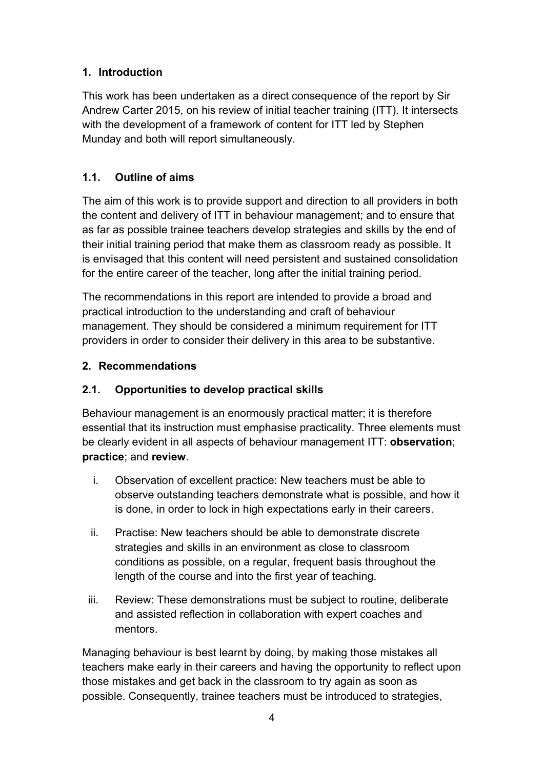## 1. Introduction

This work has been undertaken as a direct consequence of the report by Sir Andrew Carter 2015, on his review of initial teacher training (ITT). It intersects with the development of a framework of content for ITT led by Stephen Munday and both will report simultaneously.

### 1.1. Outline of aims

The aim of this work is to provide support and direction to all providers in both the content and delivery of ITT in behaviour management; and to ensure that as far as possible trainee teachers develop strategies and skills by the end of their initial training period that make them as classroom ready as possible. It is envisaged that this content will need persistent and sustained consolidation for the entire career of the teacher, long after the initial training period.

The recommendations in this report are intended to provide a broad and practical introduction to the understanding and craft of behaviour management. They should be considered a minimum requirement for ITT providers in order to consider their delivery in this area to be substantive.

## 2. Recommendations

### 2.1. Opportunities to develop practical skills

Behaviour management is an enormously practical matter; it is therefore essential that its instruction must emphasise practicality. Three elements must be clearly evident in all aspects of behaviour management ITT: **observation**; **practice**; and **review**.

i. Observation of excellent practice: New teachers must be able to observe outstanding teachers demonstrate what is possible, and how it is done, in order to lock in high expectations early in their careers.

ii. Practise: New teachers should be able to demonstrate discrete strategies and skills in an environment as close to classroom conditions as possible, on a regular, frequent basis throughout the length of the course and into the first year of teaching.

iii. Review: These demonstrations must be subject to routine, deliberate and assisted reflection in collaboration with expert coaches and mentors.

Managing behaviour is best learnt by doing, by making those mistakes all teachers make early in their careers and having the opportunity to reflect upon those mistakes and get back in the classroom to try again as soon as possible. Consequently, trainee teachers must be introduced to strategies,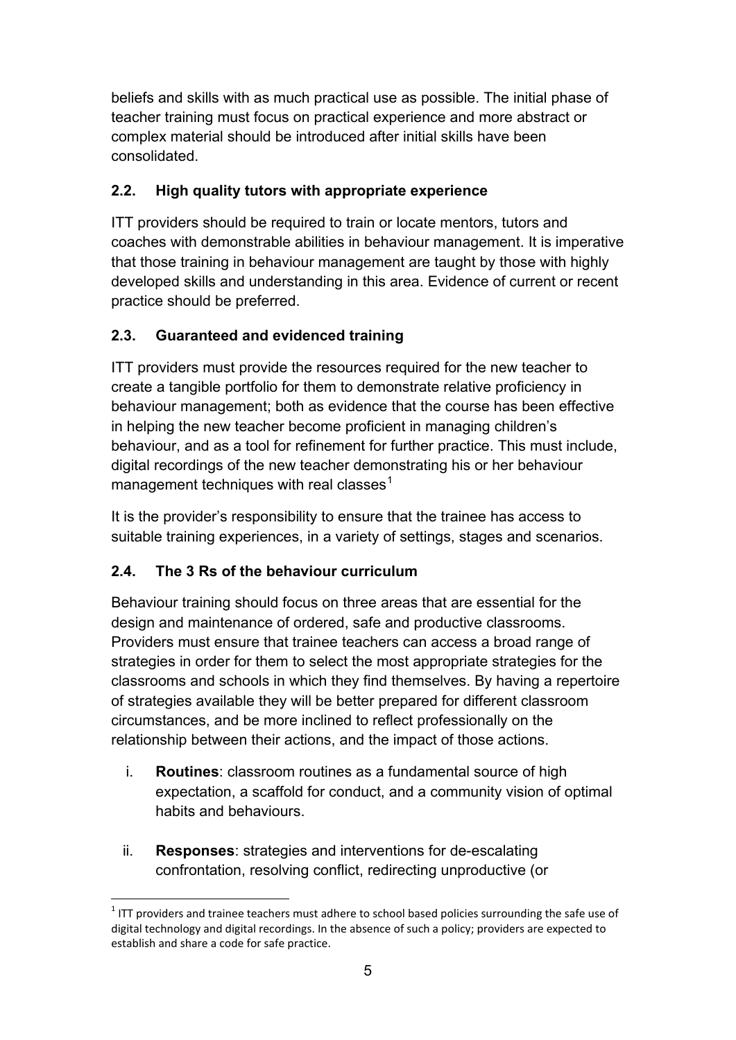beliefs and skills with as much practical use as possible. The initial phase of teacher training must focus on practical experience and more abstract or complex material should be introduced after initial skills have been consolidated.

### 2.2. High quality tutors with appropriate experience

ITT providers should be required to train or locate mentors, tutors and coaches with demonstrable abilities in behaviour management. It is imperative that those training in behaviour management are taught by those with highly developed skills and understanding in this area. Evidence of current or recent practice should be preferred.

### 2.3. Guaranteed and evidenced training

ITT providers must provide the resources required for the new teacher to create a tangible portfolio for them to demonstrate relative proficiency in behaviour management; both as evidence that the course has been effective in helping the new teacher become proficient in managing children's behaviour, and as a tool for refinement for further practice. This must include, digital recordings of the new teacher demonstrating his or her behaviour management techniques with real classes[1]

It is the provider's responsibility to ensure that the trainee has access to suitable training experiences, in a variety of settings, stages and scenarios.

### 2.4. The 3 Rs of the behaviour curriculum

Behaviour training should focus on three areas that are essential for the design and maintenance of ordered, safe and productive classrooms. Providers must ensure that trainee teachers can access a broad range of strategies in order for them to select the most appropriate strategies for the classrooms and schools in which they find themselves. By having a repertoire of strategies available they will be better prepared for different classroom circumstances, and be more inclined to reflect professionally on the relationship between their actions, and the impact of those actions.

i. **Routines**: classroom routines as a fundamental source of high expectation, a scaffold for conduct, and a community vision of optimal habits and behaviours.

ii. **Responses**: strategies and interventions for de-escalating confrontation, resolving conflict, redirecting unproductive (or

[1] ITT providers and trainee teachers must adhere to school based policies surrounding the safe use of digital technology and digital recordings. In the absence of such a policy; providers are expected to establish and share a code for safe practice.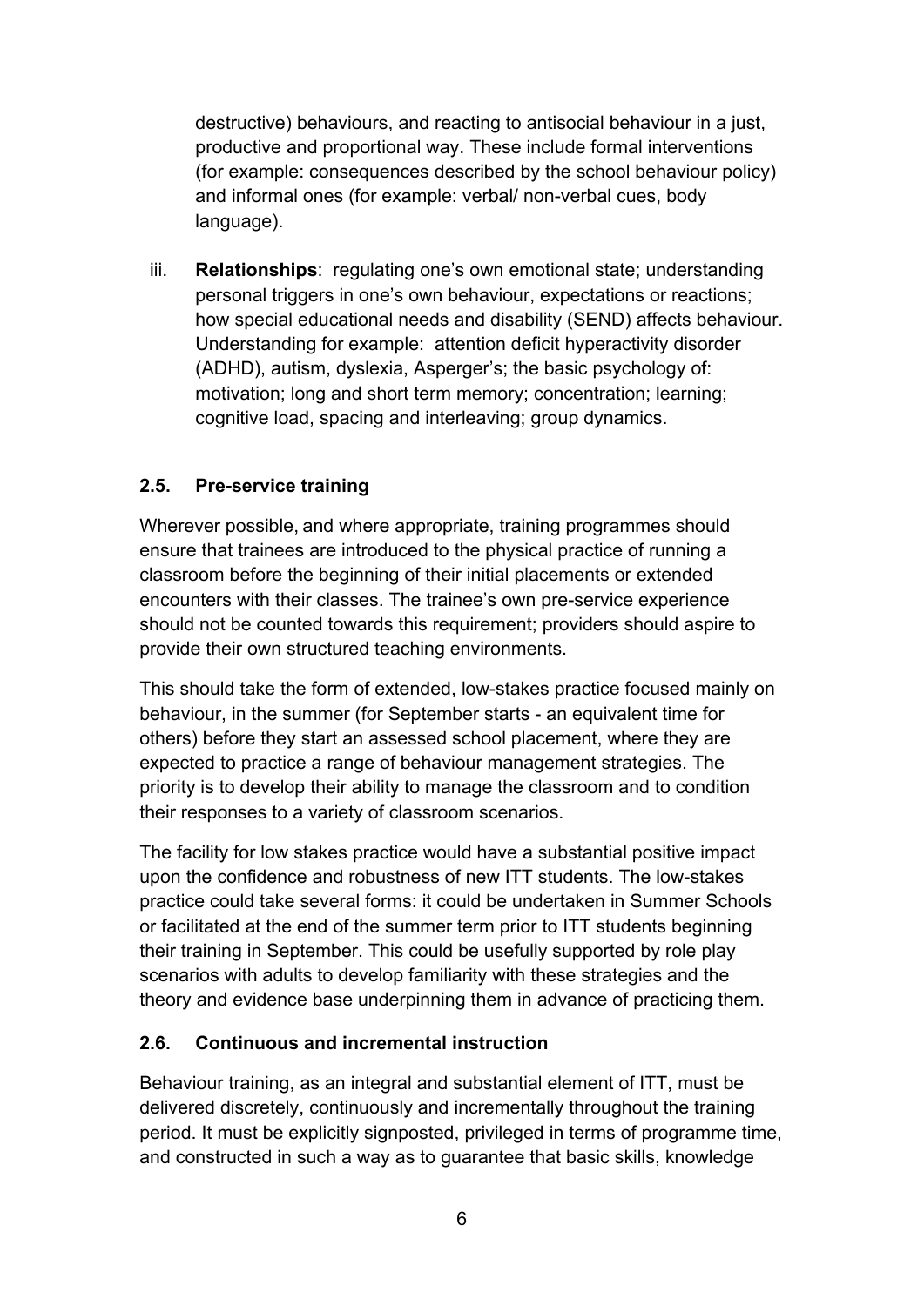destructive) behaviours, and reacting to antisocial behaviour in a just, productive and proportional way. These include formal interventions (for example: consequences described by the school behaviour policy) and informal ones (for example: verbal/ non-verbal cues, body language).

iii. **Relationships**: regulating one's own emotional state; understanding personal triggers in one's own behaviour, expectations or reactions; how special educational needs and disability (SEND) affects behaviour. Understanding for example: attention deficit hyperactivity disorder (ADHD), autism, dyslexia, Asperger's; the basic psychology of: motivation; long and short term memory; concentration; learning; cognitive load, spacing and interleaving; group dynamics.

### 2.5. Pre-service training

Wherever possible, and where appropriate, training programmes should ensure that trainees are introduced to the physical practice of running a classroom before the beginning of their initial placements or extended encounters with their classes. The trainee's own pre-service experience should not be counted towards this requirement; providers should aspire to provide their own structured teaching environments.

This should take the form of extended, low-stakes practice focused mainly on behaviour, in the summer (for September starts - an equivalent time for others) before they start an assessed school placement, where they are expected to practice a range of behaviour management strategies. The priority is to develop their ability to manage the classroom and to condition their responses to a variety of classroom scenarios.

The facility for low stakes practice would have a substantial positive impact upon the confidence and robustness of new ITT students. The low-stakes practice could take several forms: it could be undertaken in Summer Schools or facilitated at the end of the summer term prior to ITT students beginning their training in September. This could be usefully supported by role play scenarios with adults to develop familiarity with these strategies and the theory and evidence base underpinning them in advance of practicing them.

### 2.6. Continuous and incremental instruction

Behaviour training, as an integral and substantial element of ITT, must be delivered discretely, continuously and incrementally throughout the training period. It must be explicitly signposted, privileged in terms of programme time, and constructed in such a way as to guarantee that basic skills, knowledge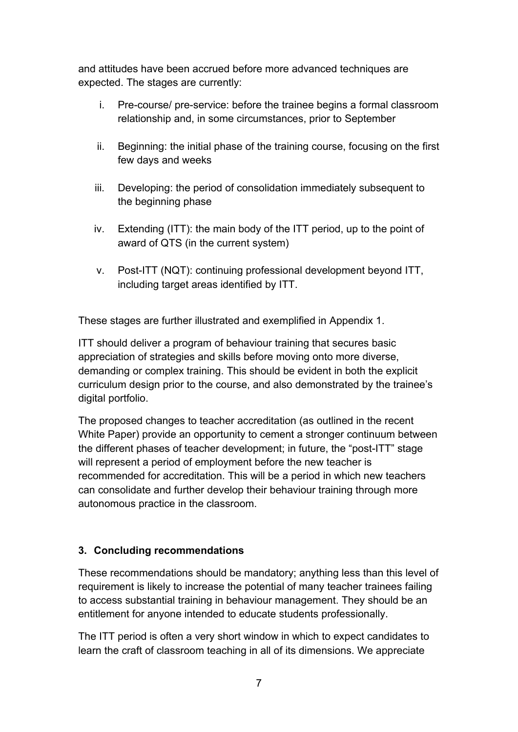and attitudes have been accrued before more advanced techniques are expected. The stages are currently:

i. Pre-course/ pre-service: before the trainee begins a formal classroom relationship and, in some circumstances, prior to September

ii. Beginning: the initial phase of the training course, focusing on the first few days and weeks

iii. Developing: the period of consolidation immediately subsequent to the beginning phase

iv. Extending (ITT): the main body of the ITT period, up to the point of award of QTS (in the current system)

v. Post-ITT (NQT): continuing professional development beyond ITT, including target areas identified by ITT.

These stages are further illustrated and exemplified in Appendix 1.

ITT should deliver a program of behaviour training that secures basic appreciation of strategies and skills before moving onto more diverse, demanding or complex training. This should be evident in both the explicit curriculum design prior to the course, and also demonstrated by the trainee's digital portfolio.

The proposed changes to teacher accreditation (as outlined in the recent White Paper) provide an opportunity to cement a stronger continuum between the different phases of teacher development; in future, the "post-ITT" stage will represent a period of employment before the new teacher is recommended for accreditation. This will be a period in which new teachers can consolidate and further develop their behaviour training through more autonomous practice in the classroom.

### 3. Concluding recommendations

These recommendations should be mandatory; anything less than this level of requirement is likely to increase the potential of many teacher trainees failing to access substantial training in behaviour management. They should be an entitlement for anyone intended to educate students professionally.

The ITT period is often a very short window in which to expect candidates to learn the craft of classroom teaching in all of its dimensions. We appreciate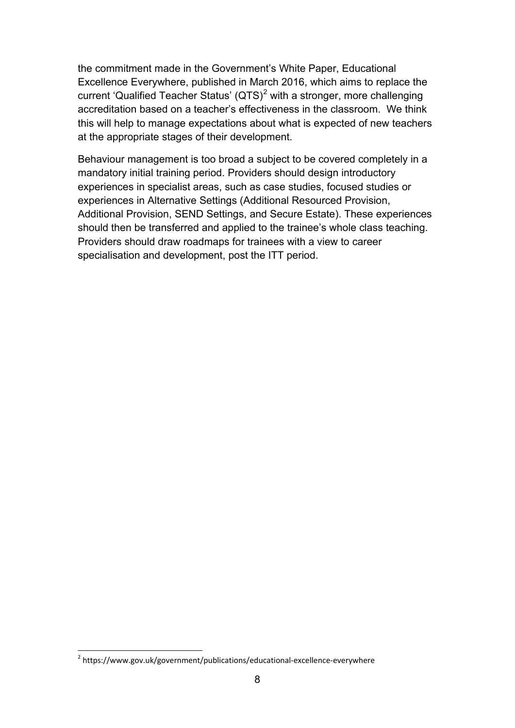the commitment made in the Government's White Paper, Educational Excellence Everywhere, published in March 2016, which aims to replace the current 'Qualified Teacher Status' (QTS)[2] with a stronger, more challenging accreditation based on a teacher's effectiveness in the classroom.  We think this will help to manage expectations about what is expected of new teachers at the appropriate stages of their development.

Behaviour management is too broad a subject to be covered completely in a mandatory initial training period. Providers should design introductory experiences in specialist areas, such as case studies, focused studies or experiences in Alternative Settings (Additional Resourced Provision, Additional Provision, SEND Settings, and Secure Estate). These experiences should then be transferred and applied to the trainee's whole class teaching. Providers should draw roadmaps for trainees with a view to career specialisation and development, post the ITT period.

---

[2] https://www.gov.uk/government/publications/educational-excellence-everywhere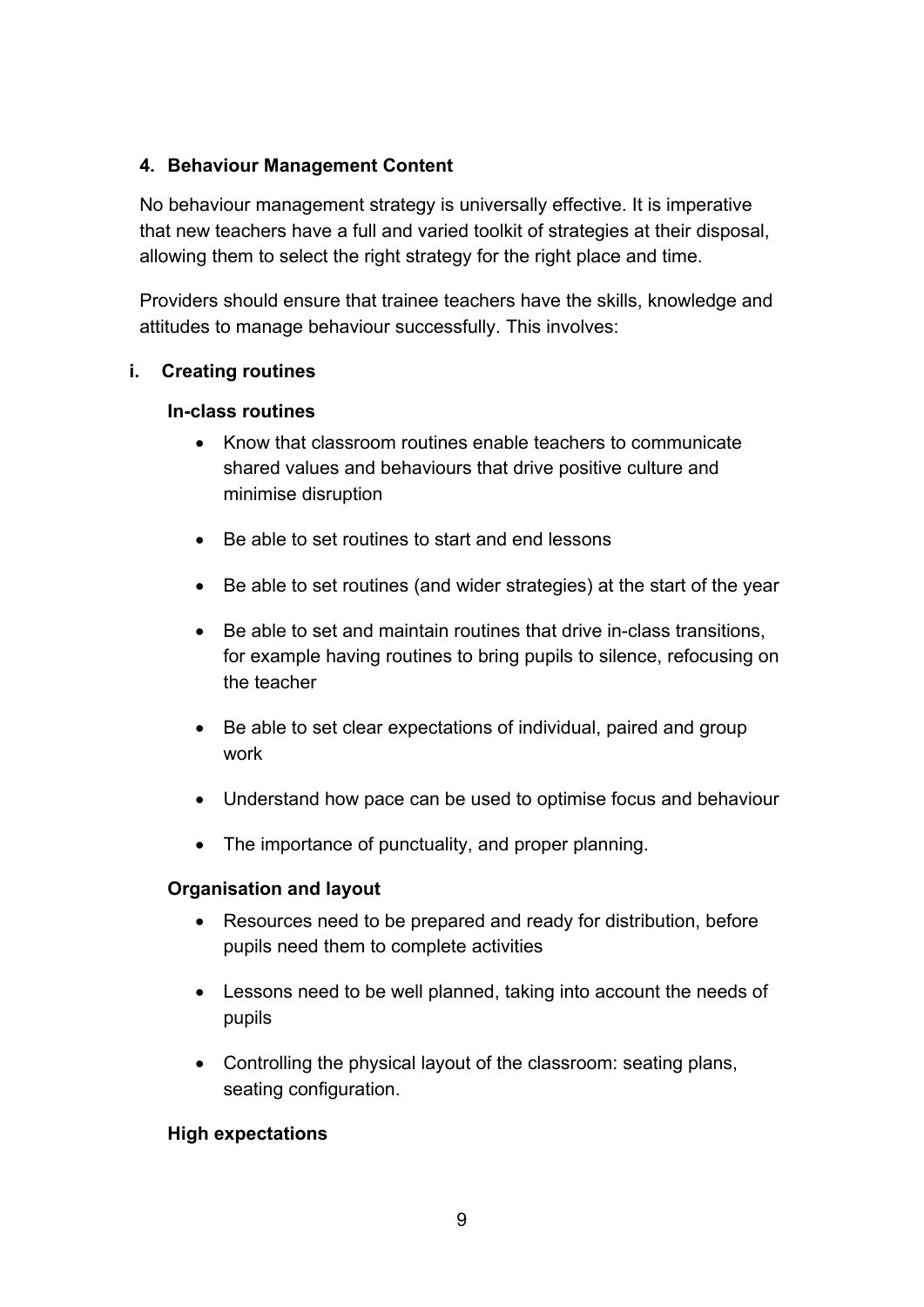## 4. Behaviour Management Content

No behaviour management strategy is universally effective. It is imperative that new teachers have a full and varied toolkit of strategies at their disposal, allowing them to select the right strategy for the right place and time.

Providers should ensure that trainee teachers have the skills, knowledge and attitudes to manage behaviour successfully. This involves:

### i. Creating routines

#### In-class routines

- Know that classroom routines enable teachers to communicate shared values and behaviours that drive positive culture and minimise disruption
- Be able to set routines to start and end lessons
- Be able to set routines (and wider strategies) at the start of the year
- Be able to set and maintain routines that drive in-class transitions, for example having routines to bring pupils to silence, refocusing on the teacher
- Be able to set clear expectations of individual, paired and group work
- Understand how pace can be used to optimise focus and behaviour
- The importance of punctuality, and proper planning.

#### Organisation and layout

- Resources need to be prepared and ready for distribution, before pupils need them to complete activities
- Lessons need to be well planned, taking into account the needs of pupils
- Controlling the physical layout of the classroom: seating plans, seating configuration.

#### High expectations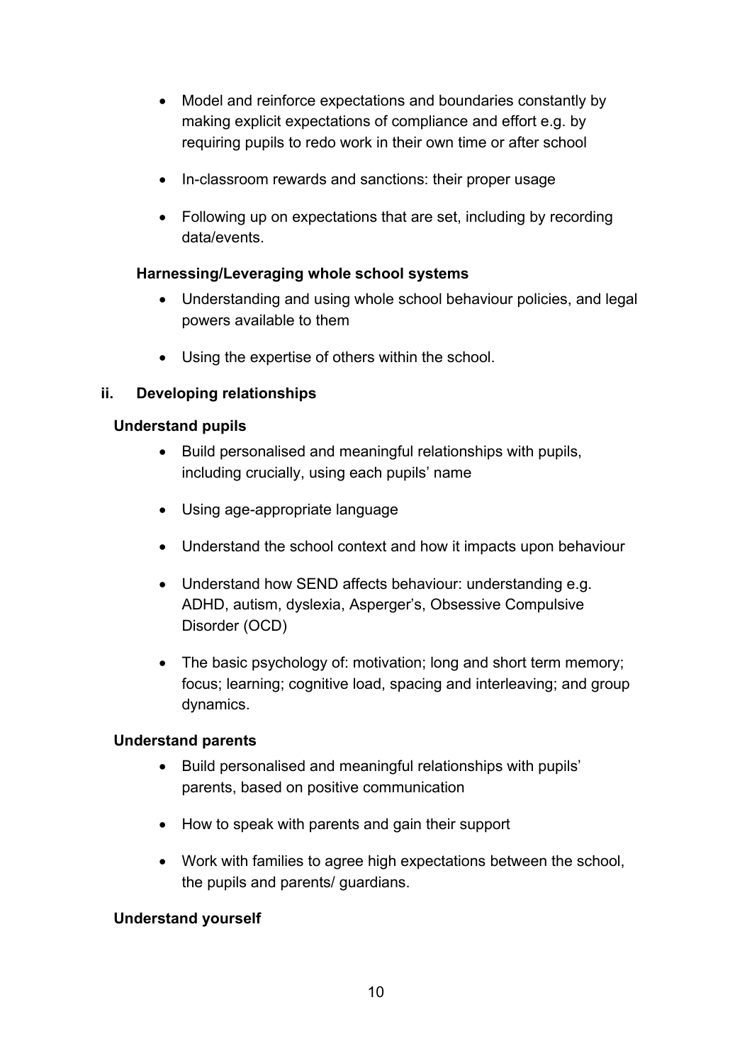- Model and reinforce expectations and boundaries constantly by making explicit expectations of compliance and effort e.g. by requiring pupils to redo work in their own time or after school
- In-classroom rewards and sanctions: their proper usage
- Following up on expectations that are set, including by recording data/events.

**Harnessing/Leveraging whole school systems**

- Understanding and using whole school behaviour policies, and legal powers available to them
- Using the expertise of others within the school.

### ii. Developing relationships

**Understand pupils**

- Build personalised and meaningful relationships with pupils, including crucially, using each pupils' name
- Using age-appropriate language
- Understand the school context and how it impacts upon behaviour
- Understand how SEND affects behaviour: understanding e.g. ADHD, autism, dyslexia, Asperger's, Obsessive Compulsive Disorder (OCD)
- The basic psychology of: motivation; long and short term memory; focus; learning; cognitive load, spacing and interleaving; and group dynamics.

**Understand parents**

- Build personalised and meaningful relationships with pupils' parents, based on positive communication
- How to speak with parents and gain their support
- Work with families to agree high expectations between the school, the pupils and parents/ guardians.

**Understand yourself**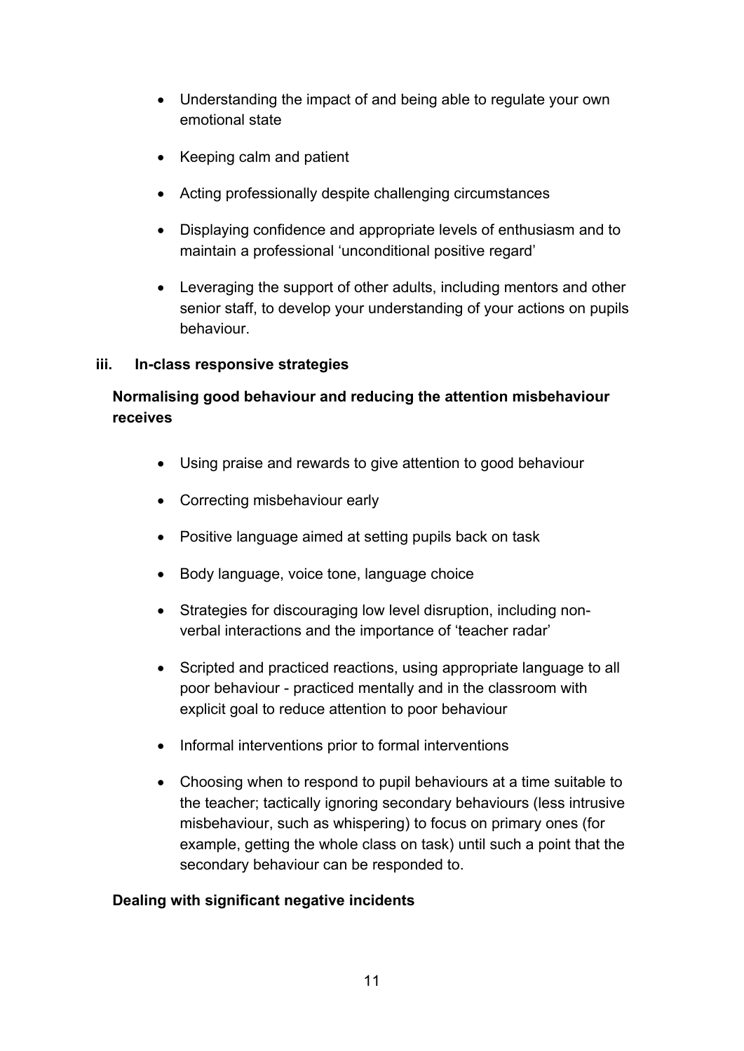- Understanding the impact of and being able to regulate your own emotional state
- Keeping calm and patient
- Acting professionally despite challenging circumstances
- Displaying confidence and appropriate levels of enthusiasm and to maintain a professional 'unconditional positive regard'
- Leveraging the support of other adults, including mentors and other senior staff, to develop your understanding of your actions on pupils behaviour.

### iii. In-class responsive strategies

#### Normalising good behaviour and reducing the attention misbehaviour receives

- Using praise and rewards to give attention to good behaviour
- Correcting misbehaviour early
- Positive language aimed at setting pupils back on task
- Body language, voice tone, language choice
- Strategies for discouraging low level disruption, including non-verbal interactions and the importance of 'teacher radar'
- Scripted and practiced reactions, using appropriate language to all poor behaviour - practiced mentally and in the classroom with explicit goal to reduce attention to poor behaviour
- Informal interventions prior to formal interventions
- Choosing when to respond to pupil behaviours at a time suitable to the teacher; tactically ignoring secondary behaviours (less intrusive misbehaviour, such as whispering) to focus on primary ones (for example, getting the whole class on task) until such a point that the secondary behaviour can be responded to.

#### Dealing with significant negative incidents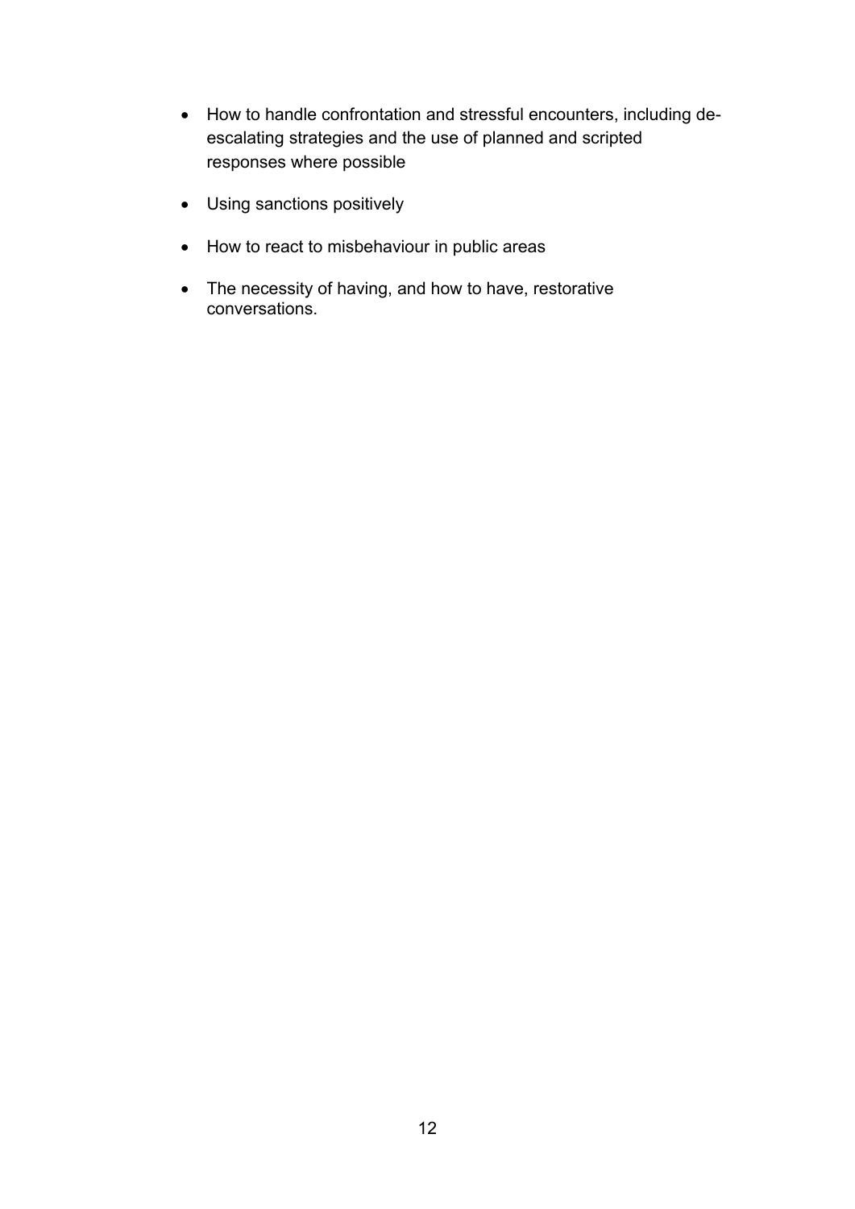- How to handle confrontation and stressful encounters, including de-escalating strategies and the use of planned and scripted responses where possible
- Using sanctions positively
- How to react to misbehaviour in public areas
- The necessity of having, and how to have, restorative conversations.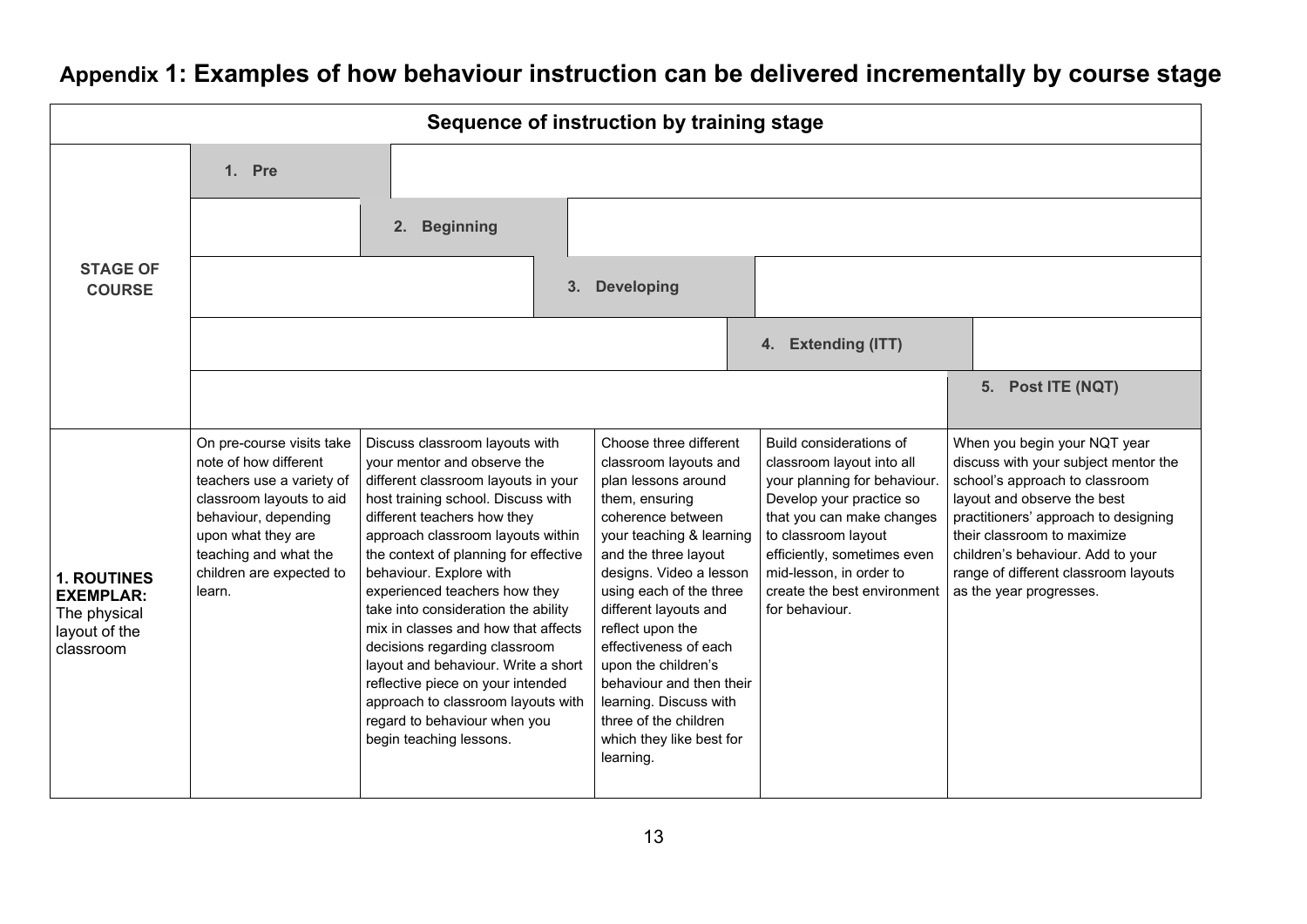## Appendix 1: Examples of how behaviour instruction can be delivered incrementally by course stage

| Sequence of instruction by training stage | | | | | |
|---|---|---|---|---|---|
| **STAGE OF COURSE** | **1. Pre** | **2. Beginning** | **3. Developing** | **4. Extending (ITT)** | **5. Post ITE (NQT)** |
| **1. ROUTINES EXEMPLAR:** The physical layout of the classroom | On pre-course visits take note of how different teachers use a variety of classroom layouts to aid behaviour, depending upon what they are teaching and what the children are expected to learn. | Discuss classroom layouts with your mentor and observe the different classroom layouts in your host training school. Discuss with different teachers how they approach classroom layouts within the context of planning for effective behaviour. Explore with experienced teachers how they take into consideration the ability mix in classes and how that affects decisions regarding classroom layout and behaviour. Write a short reflective piece on your intended approach to classroom layouts with regard to behaviour when you begin teaching lessons. | Choose three different classroom layouts and plan lessons around them, ensuring coherence between your teaching & learning and the three layout designs. Video a lesson using each of the three different layouts and reflect upon the effectiveness of each upon the children's behaviour and then their learning. Discuss with three of the children which they like best for learning. | Build considerations of classroom layout into all your planning for behaviour. Develop your practice so that you can make changes to classroom layout efficiently, sometimes even mid-lesson, in order to create the best environment for behaviour. | When you begin your NQT year discuss with your subject mentor the school's approach to classroom layout and observe the best practitioners' approach to designing their classroom to maximize children's behaviour. Add to your range of different classroom layouts as the year progresses. |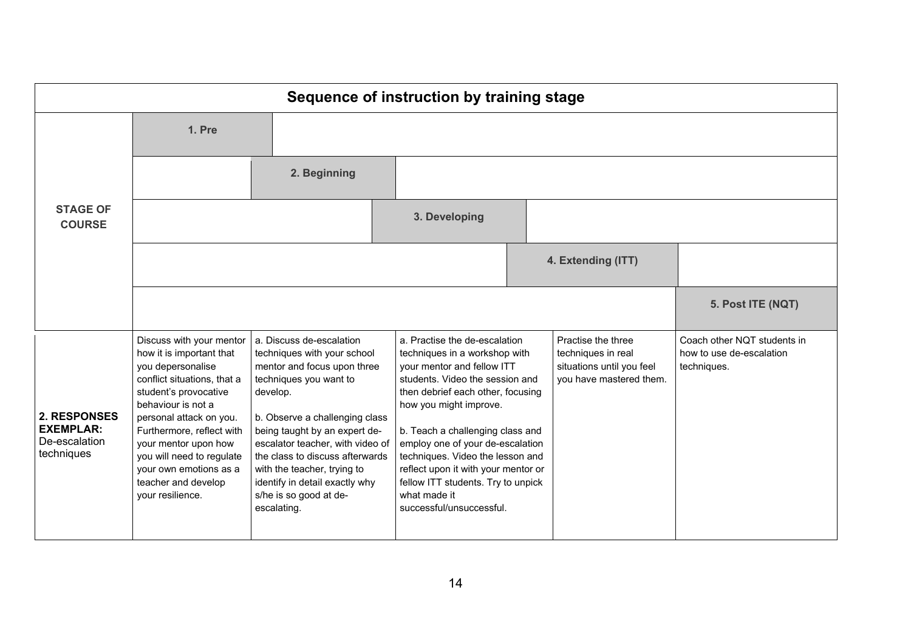| Sequence of instruction by training stage | | | | | |
|---|---|---|---|---|---|
| **STAGE OF COURSE** | **1. Pre** | **2. Beginning** | **3. Developing** | **4. Extending (ITT)** | **5. Post ITE (NQT)** |
| **2. RESPONSES EXEMPLAR:** De-escalation techniques | Discuss with your mentor how it is important that you depersonalise conflict situations, that a student's provocative behaviour is not a personal attack on you. Furthermore, reflect with your mentor upon how you will need to regulate your own emotions as a teacher and develop your resilience. | a. Discuss de-escalation techniques with your school mentor and focus upon three techniques you want to develop.<br><br>b. Observe a challenging class being taught by an expert de-escalator teacher, with video of the class to discuss afterwards with the teacher, trying to identify in detail exactly why s/he is so good at de-escalating. | a. Practise the de-escalation techniques in a workshop with your mentor and fellow ITT students. Video the session and then debrief each other, focusing how you might improve.<br><br>b. Teach a challenging class and employ one of your de-escalation techniques. Video the lesson and reflect upon it with your mentor or fellow ITT students. Try to unpick what made it successful/unsuccessful. | Practise the three techniques in real situations until you feel you have mastered them. | Coach other NQT students in how to use de-escalation techniques. |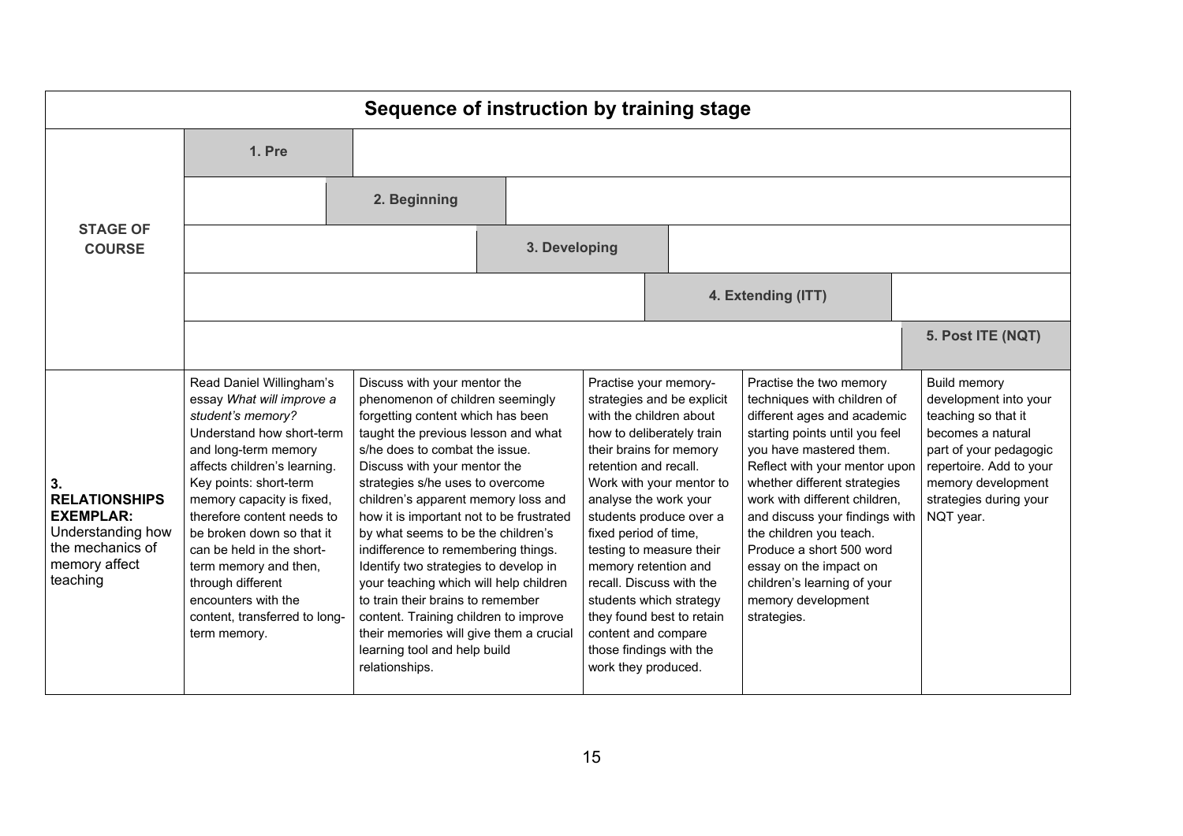## Sequence of instruction by training stage

| STAGE OF COURSE | 1. Pre | 2. Beginning | 3. Developing | 4. Extending (ITT) | 5. Post ITE (NQT) |
|---|---|---|---|---|---|
| **3. RELATIONSHIPS EXEMPLAR:** Understanding how the mechanics of memory affect teaching | Read Daniel Willingham's essay *What will improve a student's memory?* Understand how short-term and long-term memory affects children's learning. Key points: short-term memory capacity is fixed, therefore content needs to be broken down so that it can be held in the short-term memory and then, through different encounters with the content, transferred to long-term memory. | Discuss with your mentor the phenomenon of children seemingly forgetting content which has been taught the previous lesson and what s/he does to combat the issue. Discuss with your mentor the strategies s/he uses to overcome children's apparent memory loss and how it is important not to be frustrated by what seems to be the children's indifference to remembering things. Identify two strategies to develop in your teaching which will help children to train their brains to remember content. Training children to improve their memories will give them a crucial learning tool and help build relationships. | Practise your memory-strategies and be explicit with the children about how to deliberately train their brains for memory retention and recall. Work with your mentor to analyse the work your students produce over a fixed period of time, testing to measure their memory retention and recall. Discuss with the students which strategy they found best to retain content and compare those findings with the work they produced. | Practise the two memory techniques with children of different ages and academic starting points until you feel you have mastered them. Reflect with your mentor upon whether different strategies work with different children, and discuss your findings with the children you teach. Produce a short 500 word essay on the impact on children's learning of your memory development strategies. | Build memory development into your teaching so that it becomes a natural part of your pedagogic repertoire. Add to your memory development strategies during your NQT year. |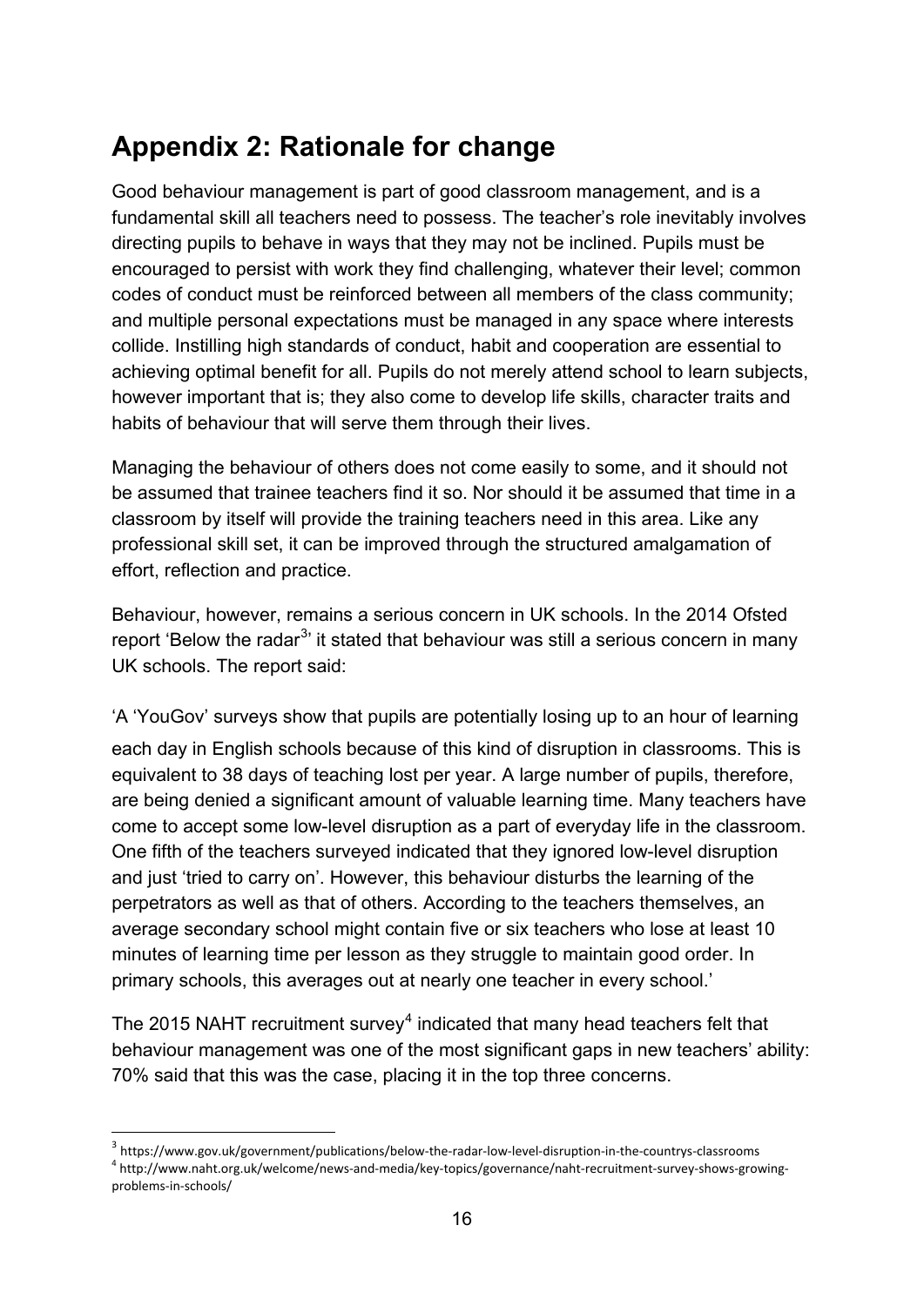## Appendix 2: Rationale for change

Good behaviour management is part of good classroom management, and is a fundamental skill all teachers need to possess. The teacher's role inevitably involves directing pupils to behave in ways that they may not be inclined. Pupils must be encouraged to persist with work they find challenging, whatever their level; common codes of conduct must be reinforced between all members of the class community; and multiple personal expectations must be managed in any space where interests collide. Instilling high standards of conduct, habit and cooperation are essential to achieving optimal benefit for all. Pupils do not merely attend school to learn subjects, however important that is; they also come to develop life skills, character traits and habits of behaviour that will serve them through their lives.

Managing the behaviour of others does not come easily to some, and it should not be assumed that trainee teachers find it so. Nor should it be assumed that time in a classroom by itself will provide the training teachers need in this area. Like any professional skill set, it can be improved through the structured amalgamation of effort, reflection and practice.

Behaviour, however, remains a serious concern in UK schools. In the 2014 Ofsted report 'Below the radar[3]' it stated that behaviour was still a serious concern in many UK schools. The report said:

'A 'YouGov' surveys show that pupils are potentially losing up to an hour of learning each day in English schools because of this kind of disruption in classrooms. This is equivalent to 38 days of teaching lost per year. A large number of pupils, therefore, are being denied a significant amount of valuable learning time. Many teachers have come to accept some low-level disruption as a part of everyday life in the classroom. One fifth of the teachers surveyed indicated that they ignored low-level disruption and just 'tried to carry on'. However, this behaviour disturbs the learning of the perpetrators as well as that of others. According to the teachers themselves, an average secondary school might contain five or six teachers who lose at least 10 minutes of learning time per lesson as they struggle to maintain good order. In primary schools, this averages out at nearly one teacher in every school.'

The 2015 NAHT recruitment survey[4] indicated that many head teachers felt that behaviour management was one of the most significant gaps in new teachers' ability: 70% said that this was the case, placing it in the top three concerns.

---

[3] https://www.gov.uk/government/publications/below-the-radar-low-level-disruption-in-the-countrys-classrooms

[4] http://www.naht.org.uk/welcome/news-and-media/key-topics/governance/naht-recruitment-survey-shows-growing-problems-in-schools/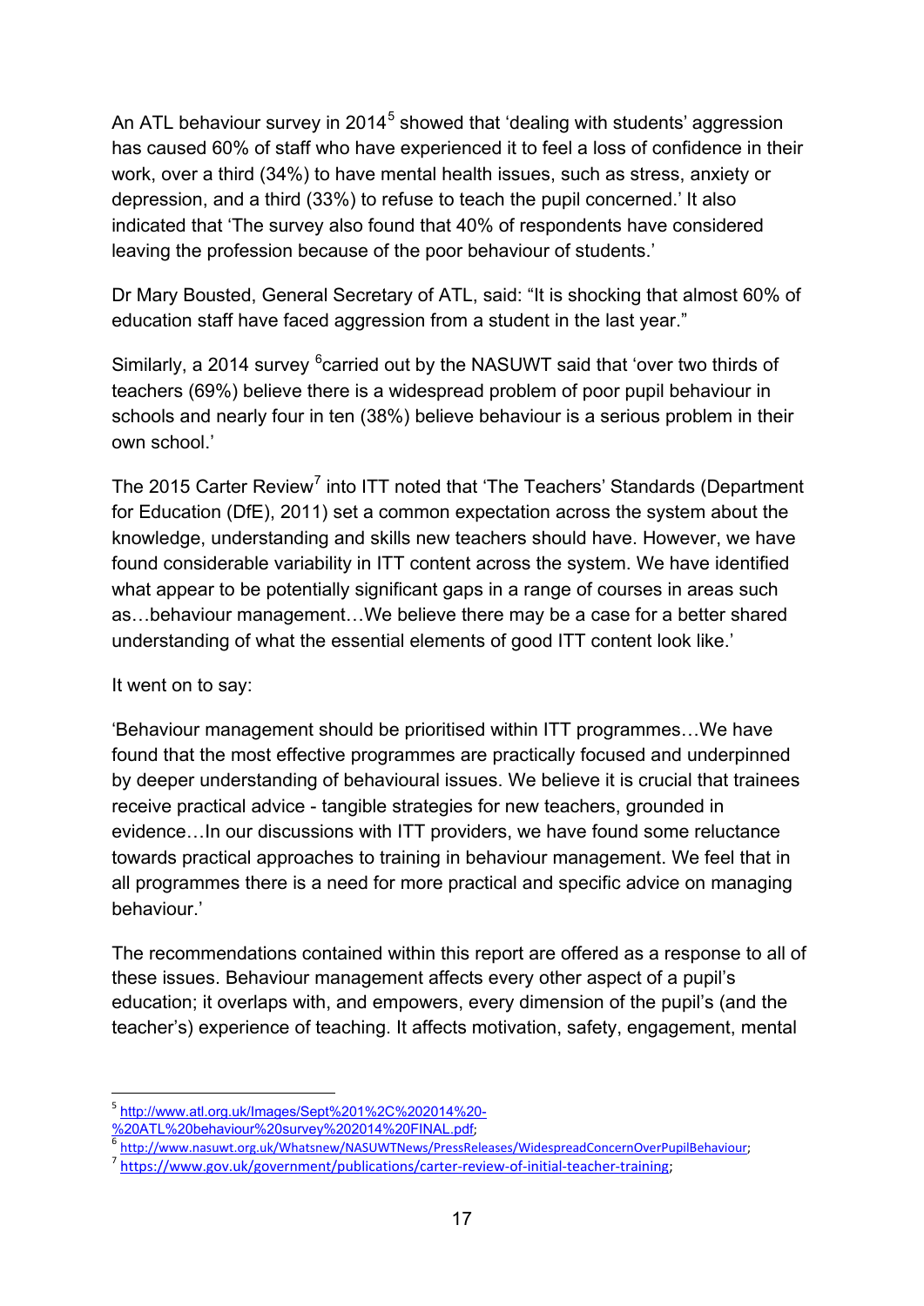An ATL behaviour survey in 2014[5] showed that 'dealing with students' aggression has caused 60% of staff who have experienced it to feel a loss of confidence in their work, over a third (34%) to have mental health issues, such as stress, anxiety or depression, and a third (33%) to refuse to teach the pupil concerned.' It also indicated that 'The survey also found that 40% of respondents have considered leaving the profession because of the poor behaviour of students.'

Dr Mary Bousted, General Secretary of ATL, said: "It is shocking that almost 60% of education staff have faced aggression from a student in the last year."

Similarly, a 2014 survey [6]carried out by the NASUWT said that 'over two thirds of teachers (69%) believe there is a widespread problem of poor pupil behaviour in schools and nearly four in ten (38%) believe behaviour is a serious problem in their own school.'

The 2015 Carter Review[7] into ITT noted that 'The Teachers' Standards (Department for Education (DfE), 2011) set a common expectation across the system about the knowledge, understanding and skills new teachers should have. However, we have found considerable variability in ITT content across the system. We have identified what appear to be potentially significant gaps in a range of courses in areas such as…behaviour management…We believe there may be a case for a better shared understanding of what the essential elements of good ITT content look like.'

It went on to say:

'Behaviour management should be prioritised within ITT programmes…We have found that the most effective programmes are practically focused and underpinned by deeper understanding of behavioural issues. We believe it is crucial that trainees receive practical advice - tangible strategies for new teachers, grounded in evidence…In our discussions with ITT providers, we have found some reluctance towards practical approaches to training in behaviour management. We feel that in all programmes there is a need for more practical and specific advice on managing behaviour.'

The recommendations contained within this report are offered as a response to all of these issues. Behaviour management affects every other aspect of a pupil's education; it overlaps with, and empowers, every dimension of the pupil's (and the teacher's) experience of teaching. It affects motivation, safety, engagement, mental

---

[5] http://www.atl.org.uk/Images/Sept%201%2C%202014%20-%20ATL%20behaviour%20survey%202014%20FINAL.pdf;

[6] http://www.nasuwt.org.uk/Whatsnew/NASUWTNews/PressReleases/WidespreadConcernOverPupilBehaviour;

[7] https://www.gov.uk/government/publications/carter-review-of-initial-teacher-training;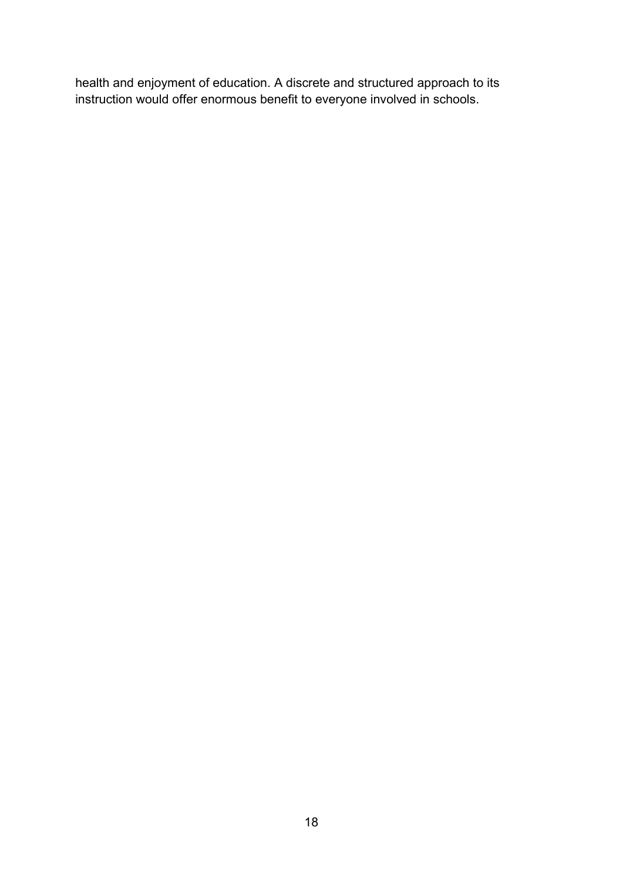health and enjoyment of education. A discrete and structured approach to its instruction would offer enormous benefit to everyone involved in schools.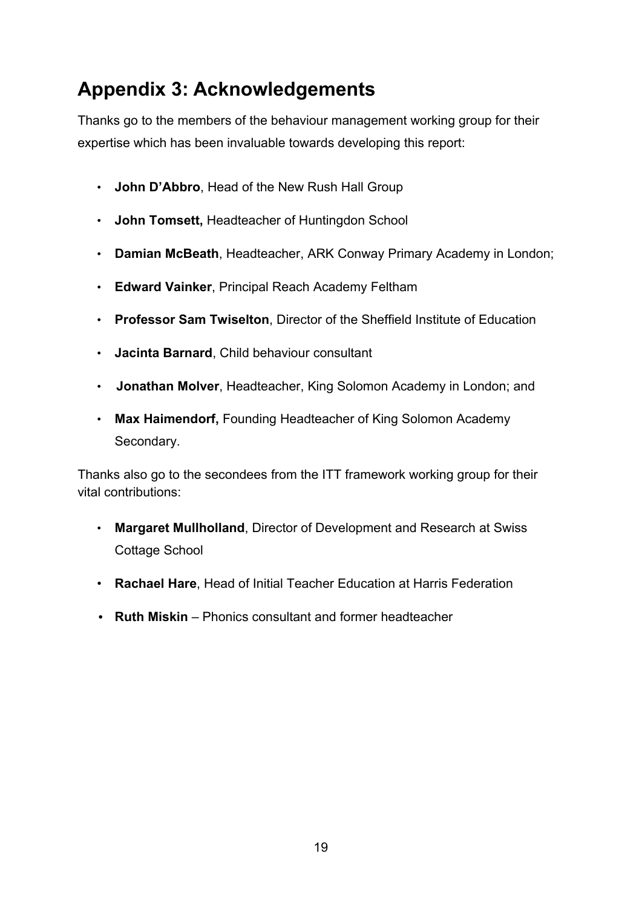## Appendix 3: Acknowledgements

Thanks go to the members of the behaviour management working group for their expertise which has been invaluable towards developing this report:

- **John D'Abbro**, Head of the New Rush Hall Group
- **John Tomsett,** Headteacher of Huntingdon School
- **Damian McBeath**, Headteacher, ARK Conway Primary Academy in London;
- **Edward Vainker**, Principal Reach Academy Feltham
- **Professor Sam Twiselton**, Director of the Sheffield Institute of Education
- **Jacinta Barnard**, Child behaviour consultant
- **Jonathan Molver**, Headteacher, King Solomon Academy in London; and
- **Max Haimendorf,** Founding Headteacher of King Solomon Academy Secondary.

Thanks also go to the secondees from the ITT framework working group for their vital contributions:

- **Margaret Mullholland**, Director of Development and Research at Swiss Cottage School
- **Rachael Hare**, Head of Initial Teacher Education at Harris Federation
- **Ruth Miskin** – Phonics consultant and former headteacher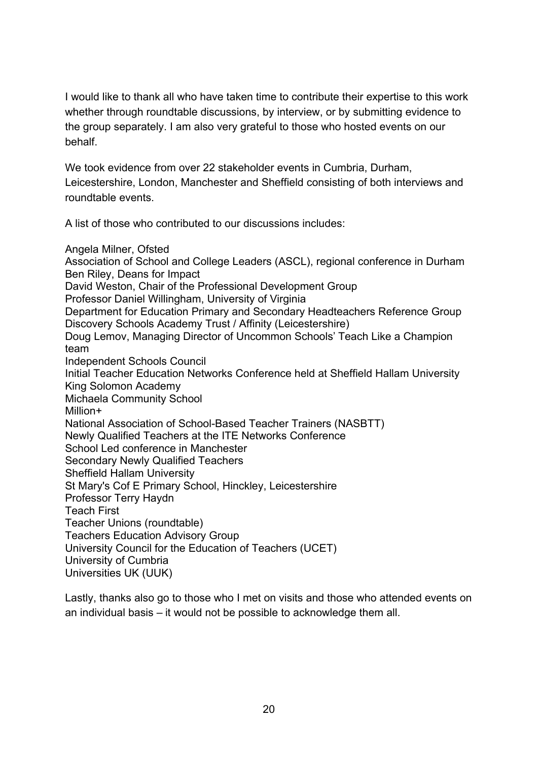I would like to thank all who have taken time to contribute their expertise to this work whether through roundtable discussions, by interview, or by submitting evidence to the group separately. I am also very grateful to those who hosted events on our behalf.

We took evidence from over 22 stakeholder events in Cumbria, Durham, Leicestershire, London, Manchester and Sheffield consisting of both interviews and roundtable events.

A list of those who contributed to our discussions includes:

Angela Milner, Ofsted  
Association of School and College Leaders (ASCL), regional conference in Durham  
Ben Riley, Deans for Impact  
David Weston, Chair of the Professional Development Group  
Professor Daniel Willingham, University of Virginia  
Department for Education Primary and Secondary Headteachers Reference Group  
Discovery Schools Academy Trust / Affinity (Leicestershire)  
Doug Lemov, Managing Director of Uncommon Schools' Teach Like a Champion team  
Independent Schools Council  
Initial Teacher Education Networks Conference held at Sheffield Hallam University  
King Solomon Academy  
Michaela Community School  
Million+  
National Association of School-Based Teacher Trainers (NASBTT)  
Newly Qualified Teachers at the ITE Networks Conference  
School Led conference in Manchester  
Secondary Newly Qualified Teachers  
Sheffield Hallam University  
St Mary's Cof E Primary School, Hinckley, Leicestershire  
Professor Terry Haydn  
Teach First  
Teacher Unions (roundtable)  
Teachers Education Advisory Group  
University Council for the Education of Teachers (UCET)  
University of Cumbria  
Universities UK (UUK)

Lastly, thanks also go to those who I met on visits and those who attended events on an individual basis – it would not be possible to acknowledge them all.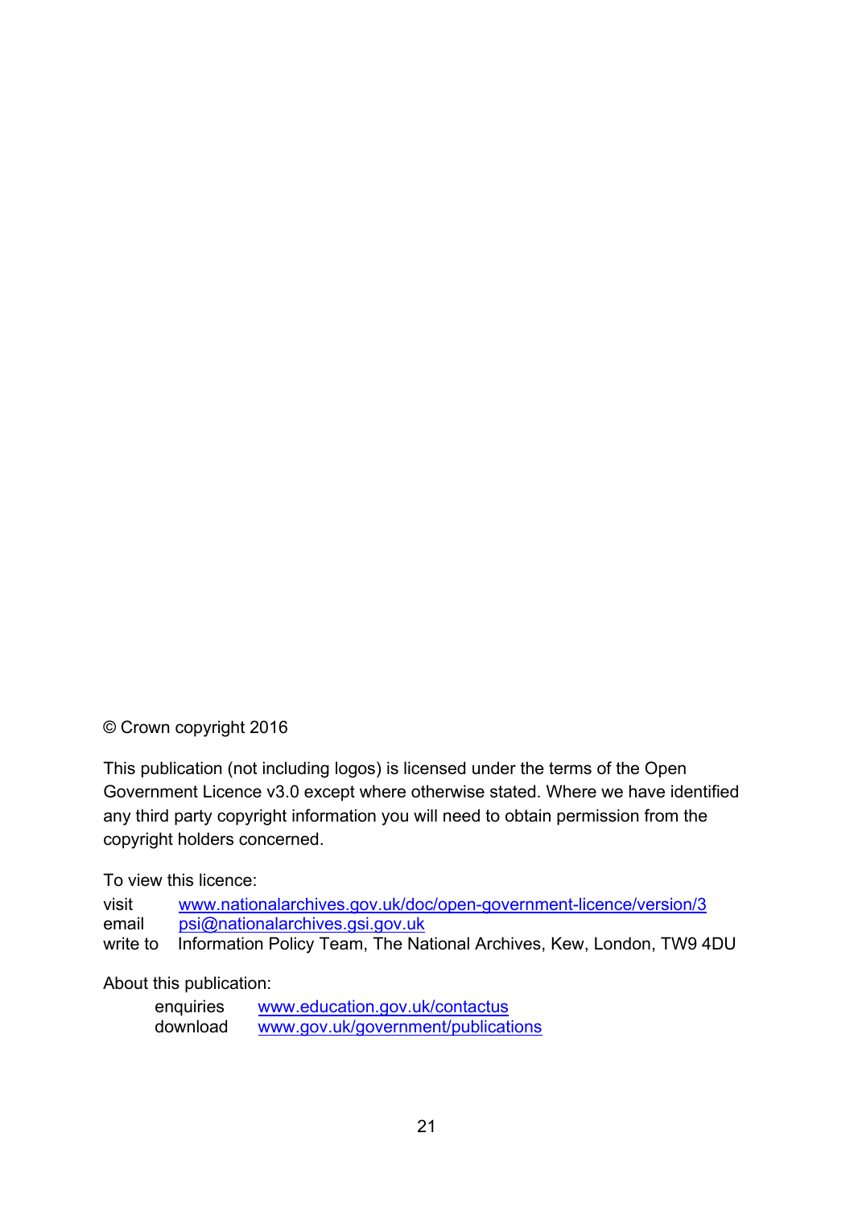© Crown copyright 2016

This publication (not including logos) is licensed under the terms of the Open Government Licence v3.0 except where otherwise stated. Where we have identified any third party copyright information you will need to obtain permission from the copyright holders concerned.

To view this licence:

visit www.nationalarchives.gov.uk/doc/open-government-licence/version/3
email psi@nationalarchives.gsi.gov.uk
write to Information Policy Team, The National Archives, Kew, London, TW9 4DU

About this publication:

enquiries www.education.gov.uk/contactus
download www.gov.uk/government/publications